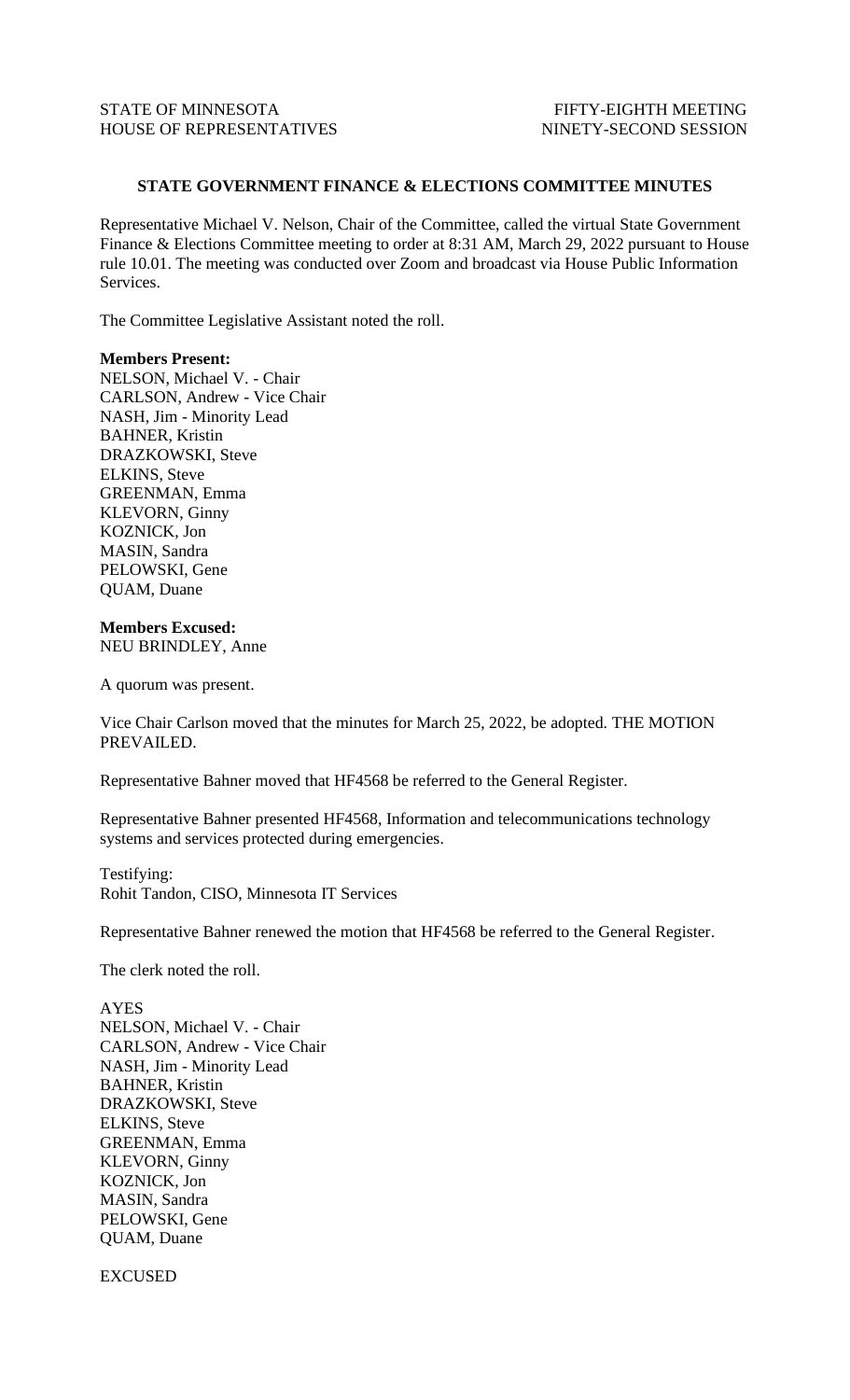STATE OF MINNESOTA FIFTY-EIGHTH MEETING
HOUSE OF REPRESENTATIVES NINETY-SECOND SESSION

**STATE GOVERNMENT FINANCE & ELECTIONS COMMITTEE MINUTES**

Representative Michael V. Nelson, Chair of the Committee, called the virtual State Government Finance & Elections Committee meeting to order at 8:31 AM, March 29, 2022 pursuant to House rule 10.01. The meeting was conducted over Zoom and broadcast via House Public Information Services.

The Committee Legislative Assistant noted the roll.

**Members Present:**
NELSON, Michael V. - Chair
CARLSON, Andrew - Vice Chair
NASH, Jim - Minority Lead
BAHNER, Kristin
DRAZKOWSKI, Steve
ELKINS, Steve
GREENMAN, Emma
KLEVORN, Ginny
KOZNICK, Jon
MASIN, Sandra
PELOWSKI, Gene
QUAM, Duane

**Members Excused:**
NEU BRINDLEY, Anne

A quorum was present.

Vice Chair Carlson moved that the minutes for March 25, 2022, be adopted. THE MOTION PREVAILED.

Representative Bahner moved that HF4568 be referred to the General Register.

Representative Bahner presented HF4568, Information and telecommunications technology systems and services protected during emergencies.

Testifying:
Rohit Tandon, CISO, Minnesota IT Services

Representative Bahner renewed the motion that HF4568 be referred to the General Register.

The clerk noted the roll.

AYES
NELSON, Michael V. - Chair
CARLSON, Andrew - Vice Chair
NASH, Jim - Minority Lead
BAHNER, Kristin
DRAZKOWSKI, Steve
ELKINS, Steve
GREENMAN, Emma
KLEVORN, Ginny
KOZNICK, Jon
MASIN, Sandra
PELOWSKI, Gene
QUAM, Duane

EXCUSED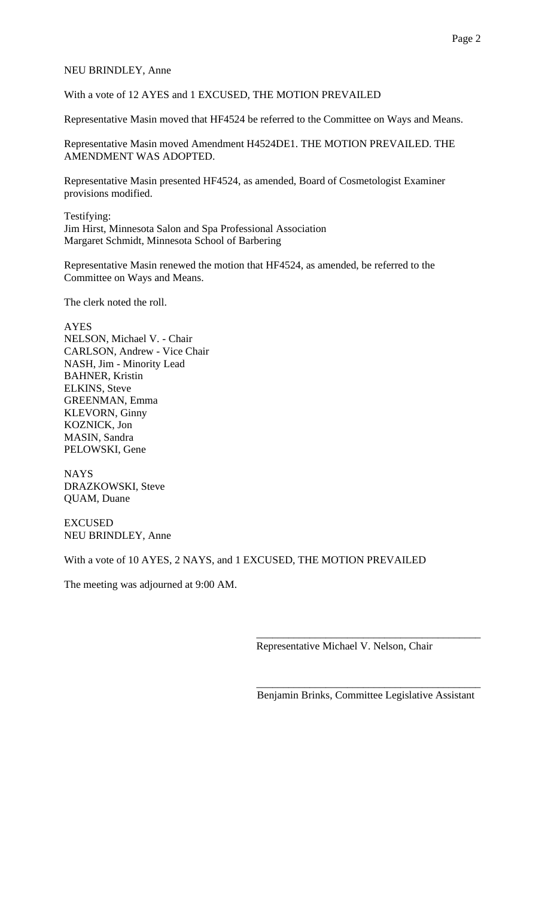NEU BRINDLEY, Anne

With a vote of 12 AYES and 1 EXCUSED, THE MOTION PREVAILED

Representative Masin moved that HF4524 be referred to the Committee on Ways and Means.

Representative Masin moved Amendment H4524DE1. THE MOTION PREVAILED. THE AMENDMENT WAS ADOPTED.

Representative Masin presented HF4524, as amended, Board of Cosmetologist Examiner provisions modified.

Testifying:
Jim Hirst, Minnesota Salon and Spa Professional Association
Margaret Schmidt, Minnesota School of Barbering

Representative Masin renewed the motion that HF4524, as amended, be referred to the Committee on Ways and Means.

The clerk noted the roll.

AYES
NELSON, Michael V. - Chair
CARLSON, Andrew - Vice Chair
NASH, Jim - Minority Lead
BAHNER, Kristin
ELKINS, Steve
GREENMAN, Emma
KLEVORN, Ginny
KOZNICK, Jon
MASIN, Sandra
PELOWSKI, Gene

NAYS
DRAZKOWSKI, Steve
QUAM, Duane

EXCUSED
NEU BRINDLEY, Anne

With a vote of 10 AYES, 2 NAYS, and 1 EXCUSED, THE MOTION PREVAILED

The meeting was adjourned at 9:00 AM.

\_\_\_\_\_\_\_\_\_\_\_\_\_\_\_\_\_\_\_\_\_\_\_\_\_\_\_\_\_\_\_\_\_\_\_\_\_\_\_\_\_\_

Representative Michael V. Nelson, Chair

\_\_\_\_\_\_\_\_\_\_\_\_\_\_\_\_\_\_\_\_\_\_\_\_\_\_\_\_\_\_\_\_\_\_\_\_\_\_\_\_\_\_

Benjamin Brinks, Committee Legislative Assistant